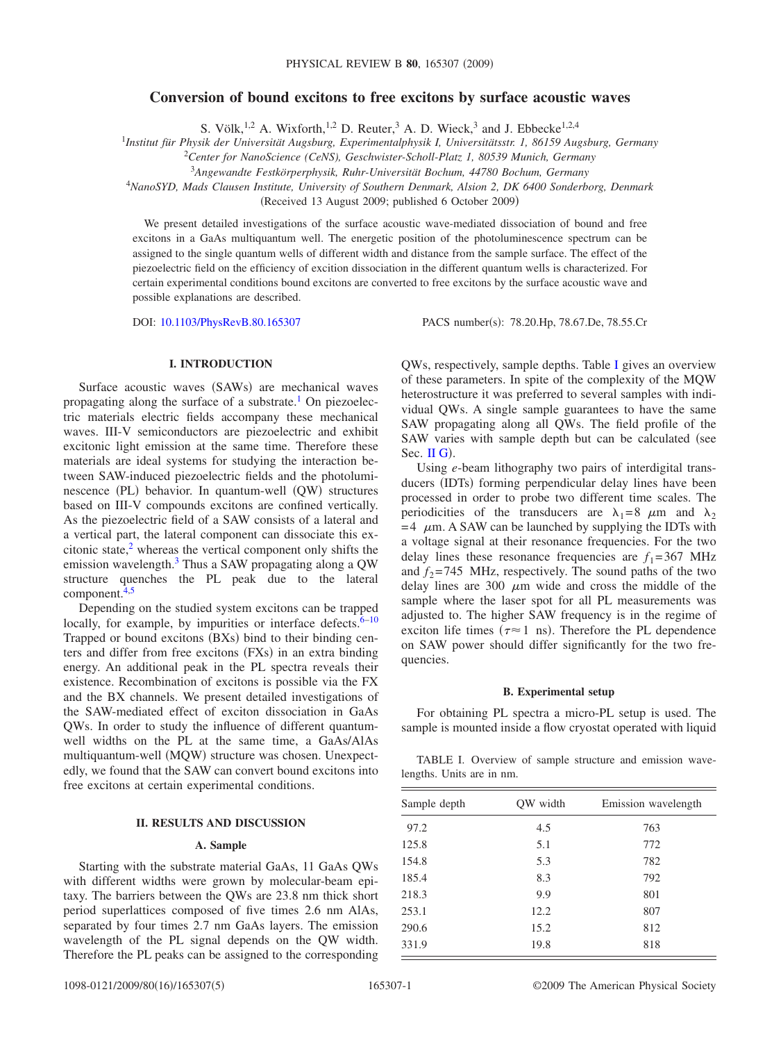# Conversion of bound excitons to free excitons by surface acoustic waves

S. Völk,[1,2] A. Wixforth,[1,2] D. Reuter,[3] A. D. Wieck,[3] and J. Ebbecke[1,2,4]

[1]*Institut für Physik der Universität Augsburg, Experimentalphysik I, Universitätsstr. 1, 86159 Augsburg, Germany*
[2]*Center for NanoScience (CeNS), Geschwister-Scholl-Platz 1, 80539 Munich, Germany*
[3]*Angewandte Festkörperphysik, Ruhr-Universität Bochum, 44780 Bochum, Germany*
[4]*NanoSYD, Mads Clausen Institute, University of Southern Denmark, Alsion 2, DK 6400 Sonderborg, Denmark*

(Received 13 August 2009; published 6 October 2009)

We present detailed investigations of the surface acoustic wave-mediated dissociation of bound and free excitons in a GaAs multiquantum well. The energetic position of the photoluminescence spectrum can be assigned to the single quantum wells of different width and distance from the sample surface. The effect of the piezoelectric field on the efficiency of exciton dissociation in the different quantum wells is characterized. For certain experimental conditions bound excitons are converted to free excitons by the surface acoustic wave and possible explanations are described.

DOI: 10.1103/PhysRevB.80.165307 PACS number(s): 78.20.Hp, 78.67.De, 78.55.Cr

## I. INTRODUCTION

Surface acoustic waves (SAWs) are mechanical waves propagating along the surface of a substrate.[1] On piezoelectric materials electric fields accompany these mechanical waves. III-V semiconductors are piezoelectric and exhibit excitonic light emission at the same time. Therefore these materials are ideal systems for studying the interaction between SAW-induced piezoelectric fields and the photoluminescence (PL) behavior. In quantum-well (QW) structures based on III-V compounds excitons are confined vertically. As the piezoelectric field of a SAW consists of a lateral and a vertical part, the lateral component can dissociate this excitonic state,[2] whereas the vertical component only shifts the emission wavelength.[3] Thus a SAW propagating along a QW structure quenches the PL peak due to the lateral component.[4,5]

Depending on the studied system excitons can be trapped locally, for example, by impurities or interface defects.[6–10] Trapped or bound excitons (BXs) bind to their binding centers and differ from free excitons (FXs) in an extra binding energy. An additional peak in the PL spectra reveals their existence. Recombination of excitons is possible via the FX and the BX channels. We present detailed investigations of the SAW-mediated effect of exciton dissociation in GaAs QWs. In order to study the influence of different quantum-well widths on the PL at the same time, a GaAs/AlAs multiquantum-well (MQW) structure was chosen. Unexpectedly, we found that the SAW can convert bound excitons into free excitons at certain experimental conditions.

## II. RESULTS AND DISCUSSION

### A. Sample

Starting with the substrate material GaAs, 11 GaAs QWs with different widths were grown by molecular-beam epitaxy. The barriers between the QWs are 23.8 nm thick short period superlattices composed of five times 2.6 nm AlAs, separated by four times 2.7 nm GaAs layers. The emission wavelength of the PL signal depends on the QW width. Therefore the PL peaks can be assigned to the corresponding QWs, respectively, sample depths. Table I gives an overview of these parameters. In spite of the complexity of the MQW heterostructure it was preferred to several samples with individual QWs. A single sample guarantees to have the same SAW propagating along all QWs. The field profile of the SAW varies with sample depth but can be calculated (see Sec. II G).

Using *e*-beam lithography two pairs of interdigital transducers (IDTs) forming perpendicular delay lines have been processed in order to probe two different time scales. The periodicities of the transducers are $\lambda_1 = 8$ μm and $\lambda_2 = 4$ μm. A SAW can be launched by supplying the IDTs with a voltage signal at their resonance frequencies. For the two delay lines these resonance frequencies are $f_1 = 367$ MHz and $f_2 = 745$ MHz, respectively. The sound paths of the two delay lines are 300 μm wide and cross the middle of the sample where the laser spot for all PL measurements was adjusted to. The higher SAW frequency is in the regime of exciton life times ($\tau \approx 1$ ns). Therefore the PL dependence on SAW power should differ significantly for the two frequencies.

### B. Experimental setup

For obtaining PL spectra a micro-PL setup is used. The sample is mounted inside a flow cryostat operated with liquid

TABLE I. Overview of sample structure and emission wavelengths. Units are in nm.

| Sample depth | QW width | Emission wavelength |
|---|---|---|
| 97.2 | 4.5 | 763 |
| 125.8 | 5.1 | 772 |
| 154.8 | 5.3 | 782 |
| 185.4 | 8.3 | 792 |
| 218.3 | 9.9 | 801 |
| 253.1 | 12.2 | 807 |
| 290.6 | 15.2 | 812 |
| 331.9 | 19.8 | 818 |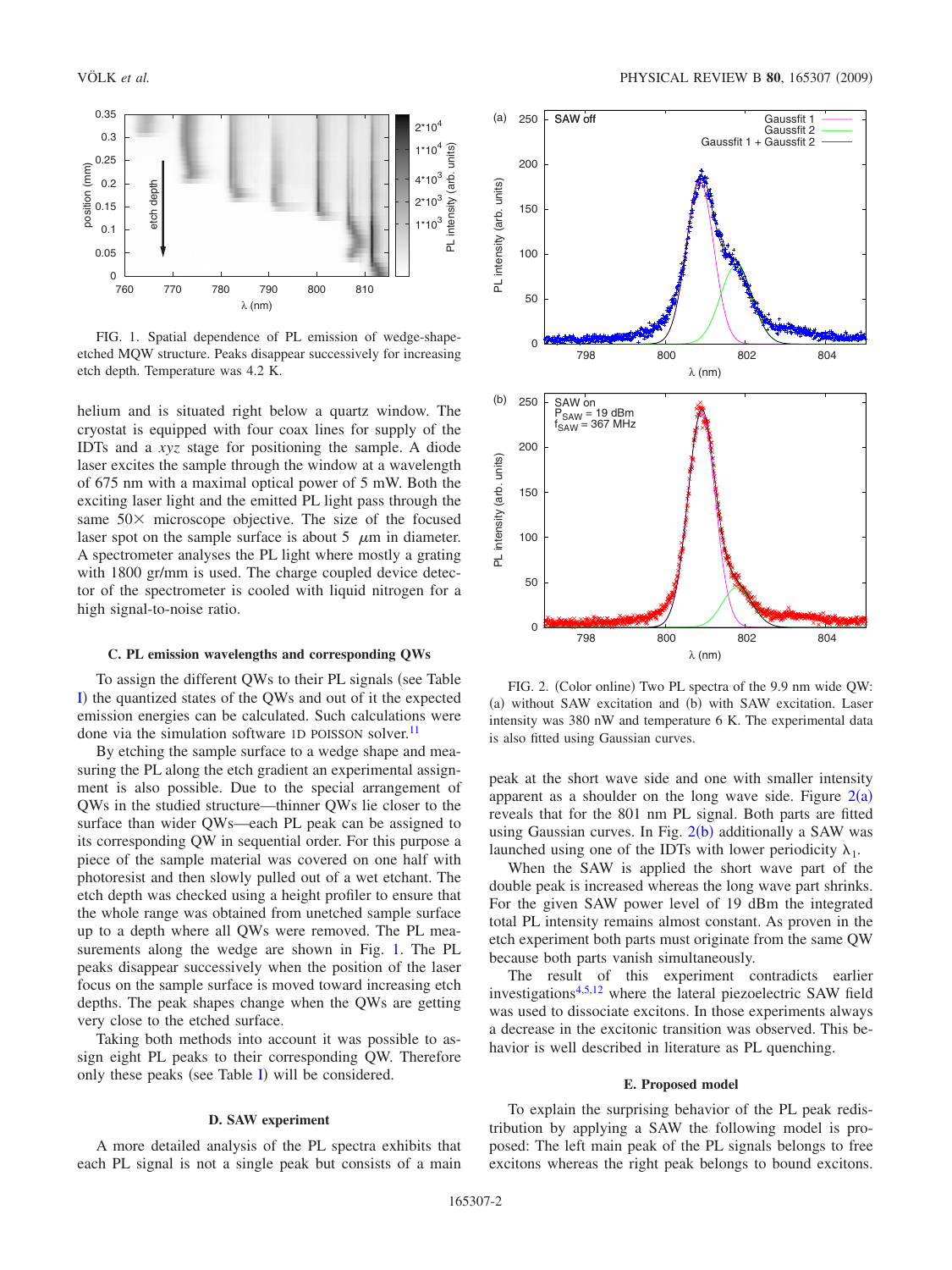FIG. 1. Spatial dependence of PL emission of wedge-shape-etched MQW structure. Peaks disappear successively for increasing etch depth. Temperature was 4.2 K.

helium and is situated right below a quartz window. The cryostat is equipped with four coax lines for supply of the IDTs and a *xyz* stage for positioning the sample. A diode laser excites the sample through the window at a wavelength of 675 nm with a maximal optical power of 5 mW. Both the exciting laser light and the emitted PL light pass through the same 50× microscope objective. The size of the focused laser spot on the sample surface is about 5 $\mu$m in diameter. A spectrometer analyses the PL light where mostly a grating with 1800 gr/mm is used. The charge coupled device detector of the spectrometer is cooled with liquid nitrogen for a high signal-to-noise ratio.

### C. PL emission wavelengths and corresponding QWs

To assign the different QWs to their PL signals (see Table I) the quantized states of the QWs and out of it the expected emission energies can be calculated. Such calculations were done via the simulation software 1D POISSON solver.[11]

By etching the sample surface to a wedge shape and measuring the PL along the etch gradient an experimental assignment is also possible. Due to the special arrangement of QWs in the studied structure—thinner QWs lie closer to the surface than wider QWs—each PL peak can be assigned to its corresponding QW in sequential order. For this purpose a piece of the sample material was covered on one half with photoresist and then slowly pulled out of a wet etchant. The etch depth was checked using a height profiler to ensure that the whole range was obtained from unetched sample surface up to a depth where all QWs were removed. The PL measurements along the wedge are shown in Fig. 1. The PL peaks disappear successively when the position of the laser focus on the sample surface is moved toward increasing etch depths. The peak shapes change when the QWs are getting very close to the etched surface.

Taking both methods into account it was possible to assign eight PL peaks to their corresponding QW. Therefore only these peaks (see Table I) will be considered.

### D. SAW experiment

A more detailed analysis of the PL spectra exhibits that each PL signal is not a single peak but consists of a main peak at the short wave side and one with smaller intensity apparent as a shoulder on the long wave side. Figure 2(a) reveals that for the 801 nm PL signal. Both parts are fitted using Gaussian curves. In Fig. 2(b) additionally a SAW was launched using one of the IDTs with lower periodicity $\lambda_1$.

FIG. 2. (Color online) Two PL spectra of the 9.9 nm wide QW: (a) without SAW excitation and (b) with SAW excitation. Laser intensity was 380 nW and temperature 6 K. The experimental data is also fitted using Gaussian curves.

When the SAW is applied the short wave part of the double peak is increased whereas the long wave part shrinks. For the given SAW power level of 19 dBm the integrated total PL intensity remains almost constant. As proven in the etch experiment both parts must originate from the same QW because both parts vanish simultaneously.

The result of this experiment contradicts earlier investigations[4,5,12] where the lateral piezoelectric SAW field was used to dissociate excitons. In those experiments always a decrease in the excitonic transition was observed. This behavior is well described in literature as PL quenching.

### E. Proposed model

To explain the surprising behavior of the PL peak redistribution by applying a SAW the following model is proposed: The left main peak of the PL signals belongs to free excitons whereas the right peak belongs to bound excitons.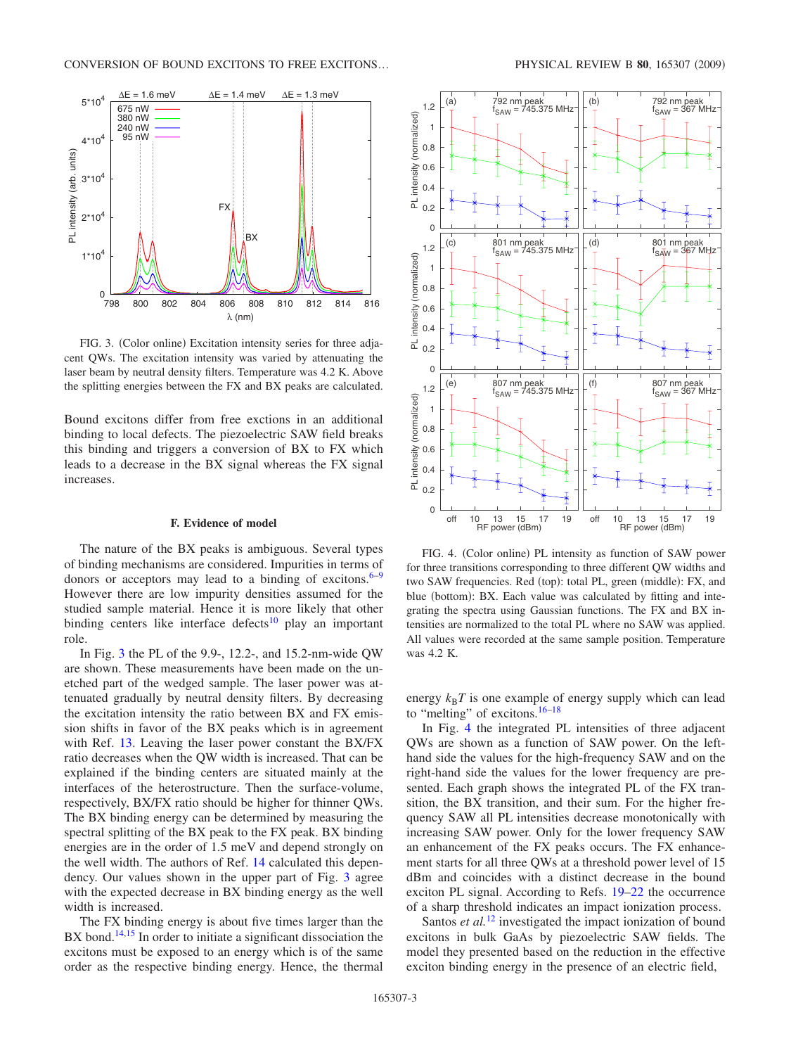FIG. 3. (Color online) Excitation intensity series for three adjacent QWs. The excitation intensity was varied by attenuating the laser beam by neutral density filters. Temperature was 4.2 K. Above the splitting energies between the FX and BX peaks are calculated.

Bound excitons differ from free exctions in an additional binding to local defects. The piezoelectric SAW field breaks this binding and triggers a conversion of BX to FX which leads to a decrease in the BX signal whereas the FX signal increases.

### F. Evidence of model

The nature of the BX peaks is ambiguous. Several types of binding mechanisms are considered. Impurities in terms of donors or acceptors may lead to a binding of excitons.[6–9] However there are low impurity densities assumed for the studied sample material. Hence it is more likely that other binding centers like interface defects[10] play an important role.

In Fig. 3 the PL of the 9.9-, 12.2-, and 15.2-nm-wide QW are shown. These measurements have been made on the unetched part of the wedged sample. The laser power was attenuated gradually by neutral density filters. By decreasing the excitation intensity the ratio between BX and FX emission shifts in favor of the BX peaks which is in agreement with Ref. 13. Leaving the laser power constant the BX/FX ratio decreases when the QW width is increased. That can be explained if the binding centers are situated mainly at the interfaces of the heterostructure. Then the surface-volume, respectively, BX/FX ratio should be higher for thinner QWs. The BX binding energy can be determined by measuring the spectral splitting of the BX peak to the FX peak. BX binding energies are in the order of 1.5 meV and depend strongly on the well width. The authors of Ref. 14 calculated this dependency. Our values shown in the upper part of Fig. 3 agree with the expected decrease in BX binding energy as the well width is increased.

The FX binding energy is about five times larger than the BX bond.[14,15] In order to initiate a significant dissociation the excitons must be exposed to an energy which is of the same order as the respective binding energy. Hence, the thermal energy $k_B T$ is one example of energy supply which can lead to "melting" of excitons.[16–18]

FIG. 4. (Color online) PL intensity as function of SAW power for three transitions corresponding to three different QW widths and two SAW frequencies. Red (top): total PL, green (middle): FX, and blue (bottom): BX. Each value was calculated by fitting and integrating the spectra using Gaussian functions. The FX and BX intensities are normalized to the total PL where no SAW was applied. All values were recorded at the same sample position. Temperature was 4.2 K.

In Fig. 4 the integrated PL intensities of three adjacent QWs are shown as a function of SAW power. On the left-hand side the values for the high-frequency SAW and on the right-hand side the values for the lower frequency are presented. Each graph shows the integrated PL of the FX transition, the BX transition, and their sum. For the higher frequency SAW all PL intensities decrease monotonically with increasing SAW power. Only for the lower frequency SAW an enhancement of the FX peaks occurs. The FX enhancement starts for all three QWs at a threshold power level of 15 dBm and coincides with a distinct decrease in the bound exciton PL signal. According to Refs. 19–22 the occurrence of a sharp threshold indicates an impact ionization process.

Santos *et al.*[12] investigated the impact ionization of bound excitons in bulk GaAs by piezoelectric SAW fields. The model they presented based on the reduction in the effective exciton binding energy in the presence of an electric field,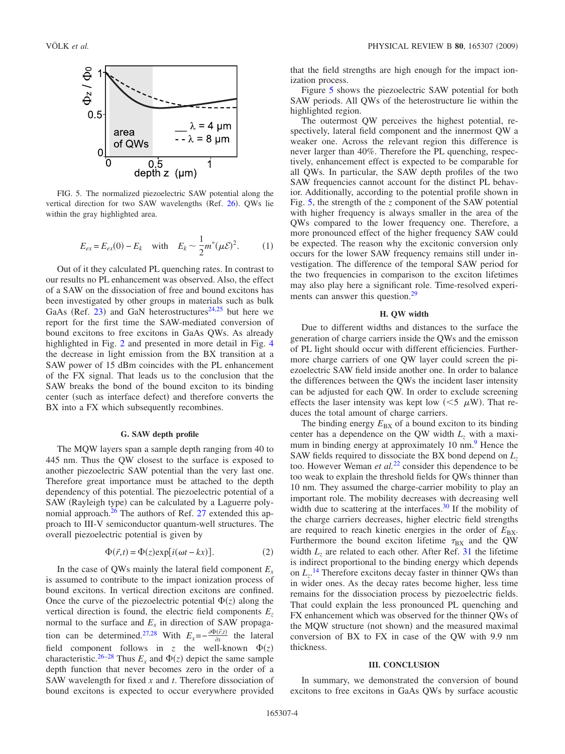FIG. 5. The normalized piezoelectric SAW potential along the vertical direction for two SAW wavelengths (Ref. 26). QWs lie within the gray highlighted area.

$$E_{ex} = E_{ex}(0) - E_k \quad \text{with} \quad E_k \sim \frac{1}{2} m^* (\mu \mathcal{E})^2. \tag{1}$$

Out of it they calculated PL quenching rates. In contrast to our results no PL enhancement was observed. Also, the effect of a SAW on the dissociation of free and bound excitons has been investigated by other groups in materials such as bulk GaAs (Ref. 23) and GaN heterostructures[24,25] but here we report for the first time the SAW-mediated conversion of bound excitons to free excitons in GaAs QWs. As already highlighted in Fig. 2 and presented in more detail in Fig. 4 the decrease in light emission from the BX transition at a SAW power of 15 dBm coincides with the PL enhancement of the FX signal. That leads us to the conclusion that the SAW breaks the bond of the bound exciton to its binding center (such as interface defect) and therefore converts the BX into a FX which subsequently recombines.

### G. SAW depth profile

The MQW layers span a sample depth ranging from 40 to 445 nm. Thus the QW closest to the surface is exposed to another piezoelectric SAW potential than the very last one. Therefore great importance must be attached to the depth dependency of this potential. The piezoelectric potential of a SAW (Rayleigh type) can be calculated by a Laguerre polynomial approach.[26] The authors of Ref. 27 extended this approach to III-V semiconductor quantum-well structures. The overall piezoelectric potential is given by

$$\Phi(\vec{r},t) = \Phi(z)\exp[i(\omega t - kx)]. \tag{2}$$

In the case of QWs mainly the lateral field component $E_x$ is assumed to contribute to the impact ionization process of bound excitons. In vertical direction excitons are confined. Once the curve of the piezoelectric potential $\Phi(z)$ along the vertical direction is found, the electric field components $E_z$ normal to the surface and $E_x$ in direction of SAW propagation can be determined.[27,28] With $E_x = -\frac{\partial \Phi(\vec{r},t)}{\partial x}$ the lateral field component follows in $z$ the well-known $\Phi(z)$ characteristic.[26–28] Thus $E_x$ and $\Phi(z)$ depict the same sample depth function that never becomes zero in the order of a SAW wavelength for fixed $x$ and $t$. Therefore dissociation of bound excitons is expected to occur everywhere provided that the field strengths are high enough for the impact ionization process.

Figure 5 shows the piezoelectric SAW potential for both SAW periods. All QWs of the heterostructure lie within the highlighted region.

The outermost QW perceives the highest potential, respectively, lateral field component and the innermost QW a weaker one. Across the relevant region this difference is never larger than 40%. Therefore the PL quenching, respectively, enhancement effect is expected to be comparable for all QWs. In particular, the SAW depth profiles of the two SAW frequencies cannot account for the distinct PL behavior. Additionally, according to the potential profile shown in Fig. 5, the strength of the $z$ component of the SAW potential with higher frequency is always smaller in the area of the QWs compared to the lower frequency one. Therefore, a more pronounced effect of the higher frequency SAW could be expected. The reason why the excitonic conversion only occurs for the lower SAW frequency remains still under investigation. The difference of the temporal SAW period for the two frequencies in comparison to the exciton lifetimes may also play here a significant role. Time-resolved experiments can answer this question.[29]

### H. QW width

Due to different widths and distances to the surface the generation of charge carriers inside the QWs and the emisson of PL light should occur with different efficiencies. Furthermore charge carriers of one QW layer could screen the piezoelectric SAW field inside another one. In order to balance the differences between the QWs the incident laser intensity can be adjusted for each QW. In order to exclude screening effects the laser intensity was kept low ($<5$ $\mu$W). That reduces the total amount of charge carriers.

The binding energy $E_{BX}$ of a bound exciton to its binding center has a dependence on the QW width $L_z$ with a maximum in binding energy at approximately 10 nm.[9] Hence the SAW fields required to dissociate the BX bond depend on $L_z$ too. However Weman *et al.*[22] consider this dependence to be too weak to explain the threshold fields for QWs thinner than 10 nm. They assumed the charge-carrier mobility to play an important role. The mobility decreases with decreasing well width due to scattering at the interfaces.[30] If the mobility of the charge carriers decreases, higher electric field strengths are required to reach kinetic energies in the order of $E_{BX}$. Furthermore the bound exciton lifetime $\tau_{BX}$ and the QW width $L_z$ are related to each other. After Ref. 31 the lifetime is indirect proportional to the binding energy which depends on $L_z$.[14] Therefore excitons decay faster in thinner QWs than in wider ones. As the decay rates become higher, less time remains for the dissociation process by piezoelectric fields. That could explain the less pronounced PL quenching and FX enhancement which was observed for the thinner QWs of the MQW structure (not shown) and the measured maximal conversion of BX to FX in case of the QW with 9.9 nm thickness.

### III. CONCLUSION

In summary, we demonstrated the conversion of bound excitons to free excitons in GaAs QWs by surface acoustic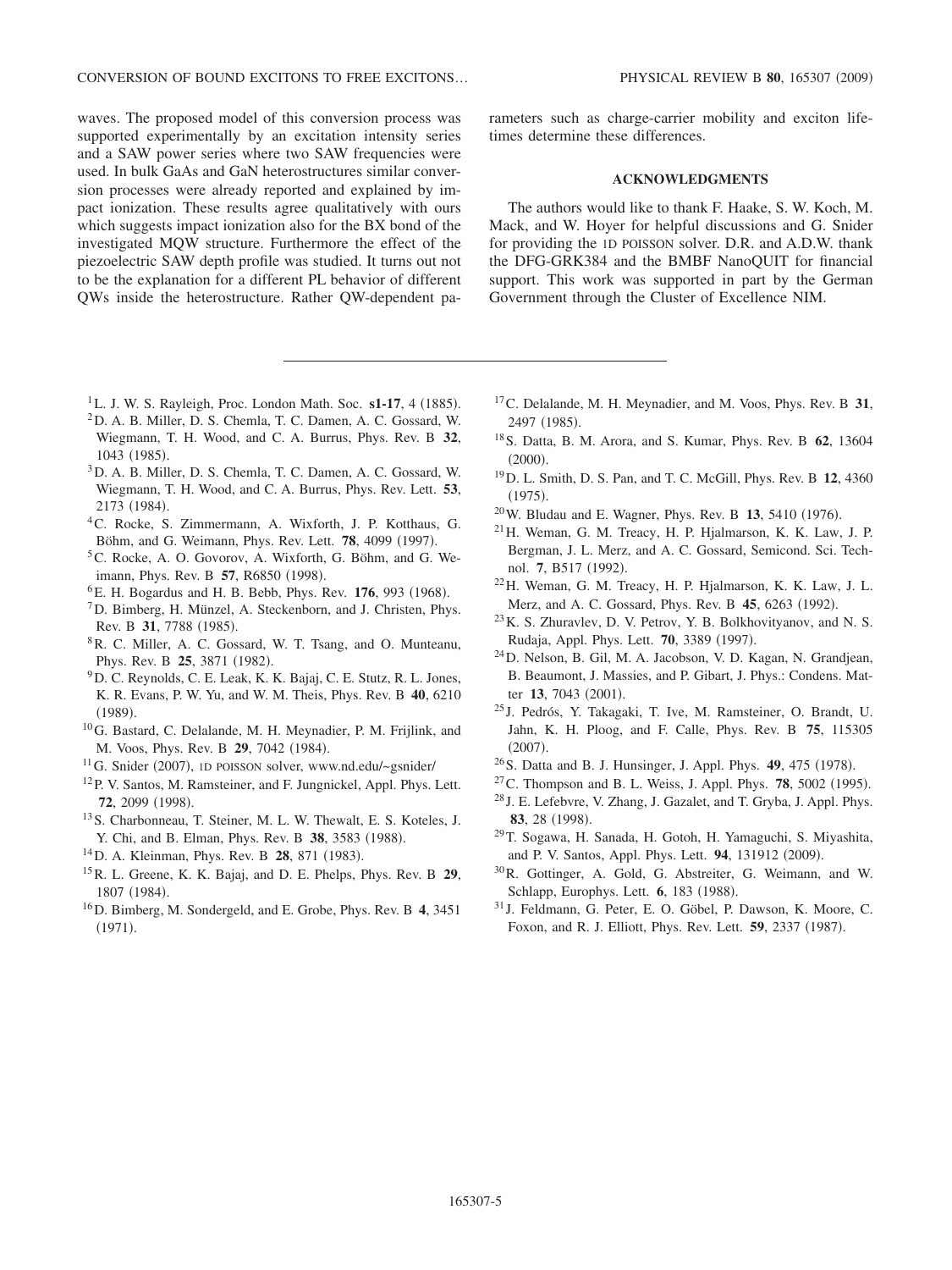waves. The proposed model of this conversion process was supported experimentally by an excitation intensity series and a SAW power series where two SAW frequencies were used. In bulk GaAs and GaN heterostructures similar conversion processes were already reported and explained by impact ionization. These results agree qualitatively with ours which suggests impact ionization also for the BX bond of the investigated MQW structure. Furthermore the effect of the piezoelectric SAW depth profile was studied. It turns out not to be the explanation for a different PL behavior of different QWs inside the heterostructure. Rather QW-dependent parameters such as charge-carrier mobility and exciton lifetimes determine these differences.

## ACKNOWLEDGMENTS

The authors would like to thank F. Haake, S. W. Koch, M. Mack, and W. Hoyer for helpful discussions and G. Snider for providing the 1D POISSON solver. D.R. and A.D.W. thank the DFG-GRK384 and the BMBF NanoQUIT for financial support. This work was supported in part by the German Government through the Cluster of Excellence NIM.

---

[1] L. J. W. S. Rayleigh, Proc. London Math. Soc. **s1-17**, 4 (1885).

[2] D. A. B. Miller, D. S. Chemla, T. C. Damen, A. C. Gossard, W. Wiegmann, T. H. Wood, and C. A. Burrus, Phys. Rev. B **32**, 1043 (1985).

[3] D. A. B. Miller, D. S. Chemla, T. C. Damen, A. C. Gossard, W. Wiegmann, T. H. Wood, and C. A. Burrus, Phys. Rev. Lett. **53**, 2173 (1984).

[4] C. Rocke, S. Zimmermann, A. Wixforth, J. P. Kotthaus, G. Böhm, and G. Weimann, Phys. Rev. Lett. **78**, 4099 (1997).

[5] C. Rocke, A. O. Govorov, A. Wixforth, G. Böhm, and G. Weimann, Phys. Rev. B **57**, R6850 (1998).

[6] E. H. Bogardus and H. B. Bebb, Phys. Rev. **176**, 993 (1968).

[7] D. Bimberg, H. Münzel, A. Steckenborn, and J. Christen, Phys. Rev. B **31**, 7788 (1985).

[8] R. C. Miller, A. C. Gossard, W. T. Tsang, and O. Munteanu, Phys. Rev. B **25**, 3871 (1982).

[9] D. C. Reynolds, C. E. Leak, K. K. Bajaj, C. E. Stutz, R. L. Jones, K. R. Evans, P. W. Yu, and W. M. Theis, Phys. Rev. B **40**, 6210 (1989).

[10] G. Bastard, C. Delalande, M. H. Meynadier, P. M. Frijlink, and M. Voos, Phys. Rev. B **29**, 7042 (1984).

[11] G. Snider (2007), 1D POISSON solver, www.nd.edu/~gsnider/

[12] P. V. Santos, M. Ramsteiner, and F. Jungnickel, Appl. Phys. Lett. **72**, 2099 (1998).

[13] S. Charbonneau, T. Steiner, M. L. W. Thewalt, E. S. Koteles, J. Y. Chi, and B. Elman, Phys. Rev. B **38**, 3583 (1988).

[14] D. A. Kleinman, Phys. Rev. B **28**, 871 (1983).

[15] R. L. Greene, K. K. Bajaj, and D. E. Phelps, Phys. Rev. B **29**, 1807 (1984).

[16] D. Bimberg, M. Sondergeld, and E. Grobe, Phys. Rev. B **4**, 3451 (1971).

[17] C. Delalande, M. H. Meynadier, and M. Voos, Phys. Rev. B **31**, 2497 (1985).

[18] S. Datta, B. M. Arora, and S. Kumar, Phys. Rev. B **62**, 13604 (2000).

[19] D. L. Smith, D. S. Pan, and T. C. McGill, Phys. Rev. B **12**, 4360 (1975).

[20] W. Bludau and E. Wagner, Phys. Rev. B **13**, 5410 (1976).

[21] H. Weman, G. M. Treacy, H. P. Hjalmarson, K. K. Law, J. P. Bergman, J. L. Merz, and A. C. Gossard, Semicond. Sci. Technol. **7**, B517 (1992).

[22] H. Weman, G. M. Treacy, H. P. Hjalmarson, K. K. Law, J. L. Merz, and A. C. Gossard, Phys. Rev. B **45**, 6263 (1992).

[23] K. S. Zhuravlev, D. V. Petrov, Y. B. Bolkhovityanov, and N. S. Rudaja, Appl. Phys. Lett. **70**, 3389 (1997).

[24] D. Nelson, B. Gil, M. A. Jacobson, V. D. Kagan, N. Grandjean, B. Beaumont, J. Massies, and P. Gibart, J. Phys.: Condens. Matter **13**, 7043 (2001).

[25] J. Pedrós, Y. Takagaki, T. Ive, M. Ramsteiner, O. Brandt, U. Jahn, K. H. Ploog, and F. Calle, Phys. Rev. B **75**, 115305 (2007).

[26] S. Datta and B. J. Hunsinger, J. Appl. Phys. **49**, 475 (1978).

[27] C. Thompson and B. L. Weiss, J. Appl. Phys. **78**, 5002 (1995).

[28] J. E. Lefebvre, V. Zhang, J. Gazalet, and T. Gryba, J. Appl. Phys. **83**, 28 (1998).

[29] T. Sogawa, H. Sanada, H. Gotoh, H. Yamaguchi, S. Miyashita, and P. V. Santos, Appl. Phys. Lett. **94**, 131912 (2009).

[30] R. Gottinger, A. Gold, G. Abstreiter, G. Weimann, and W. Schlapp, Europhys. Lett. **6**, 183 (1988).

[31] J. Feldmann, G. Peter, E. O. Göbel, P. Dawson, K. Moore, C. Foxon, and R. J. Elliott, Phys. Rev. Lett. **59**, 2337 (1987).